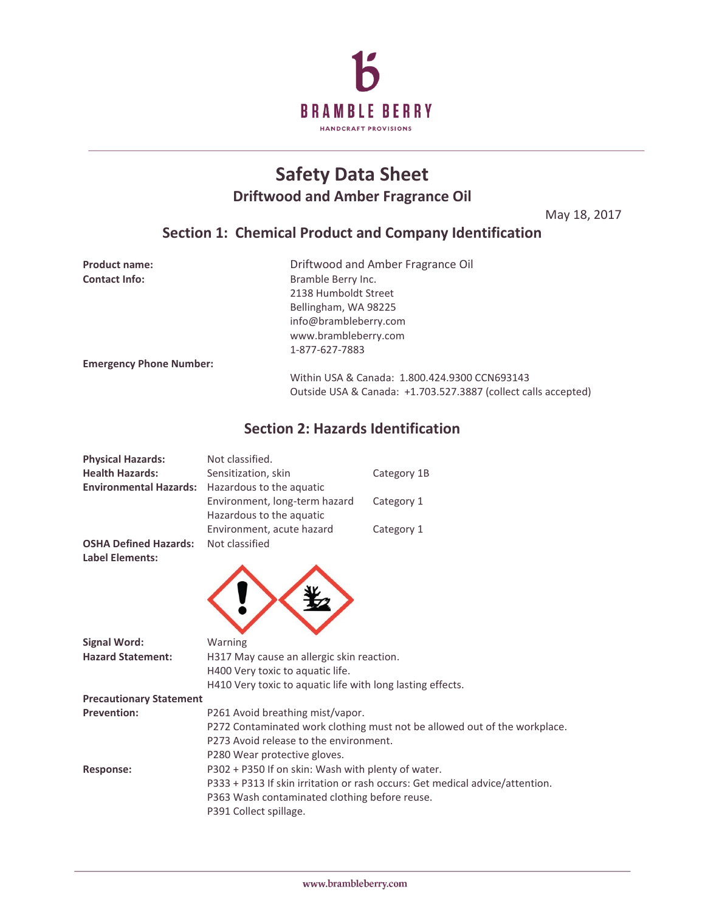BRAMBLE BERRY

HANDCRAFT PROVISIONS

# Safety Data Sheet

## Driftwood and Amber Fragrance Oil

May 18, 2017

## Section 1: Chemical Product and Company Identification

**Product name:** Driftwood and Amber Fragrance Oil

**Contact Info:**
Bramble Berry Inc.
2138 Humboldt Street
Bellingham, WA 98225
info@brambleberry.com
www.brambleberry.com
1-877-627-7883

**Emergency Phone Number:**
Within USA & Canada: 1.800.424.9300 CCN693143
Outside USA & Canada: +1.703.527.3887 (collect calls accepted)

## Section 2: Hazards Identification

| | | |
|---|---|---|
| **Physical Hazards:** | Not classified. | |
| **Health Hazards:** | Sensitization, skin | Category 1B |
| **Environmental Hazards:** | Hazardous to the aquatic Environment, long-term hazard | Category 1 |
| | Hazardous to the aquatic Environment, acute hazard | Category 1 |
| **OSHA Defined Hazards:** | Not classified | |

**Label Elements:**

**Signal Word:** Warning

**Hazard Statement:**
H317 May cause an allergic skin reaction.
H400 Very toxic to aquatic life.
H410 Very toxic to aquatic life with long lasting effects.

**Precautionary Statement**

**Prevention:**
P261 Avoid breathing mist/vapor.
P272 Contaminated work clothing must not be allowed out of the workplace.
P273 Avoid release to the environment.
P280 Wear protective gloves.

**Response:**
P302 + P350 If on skin: Wash with plenty of water.
P333 + P313 If skin irritation or rash occurs: Get medical advice/attention.
P363 Wash contaminated clothing before reuse.
P391 Collect spillage.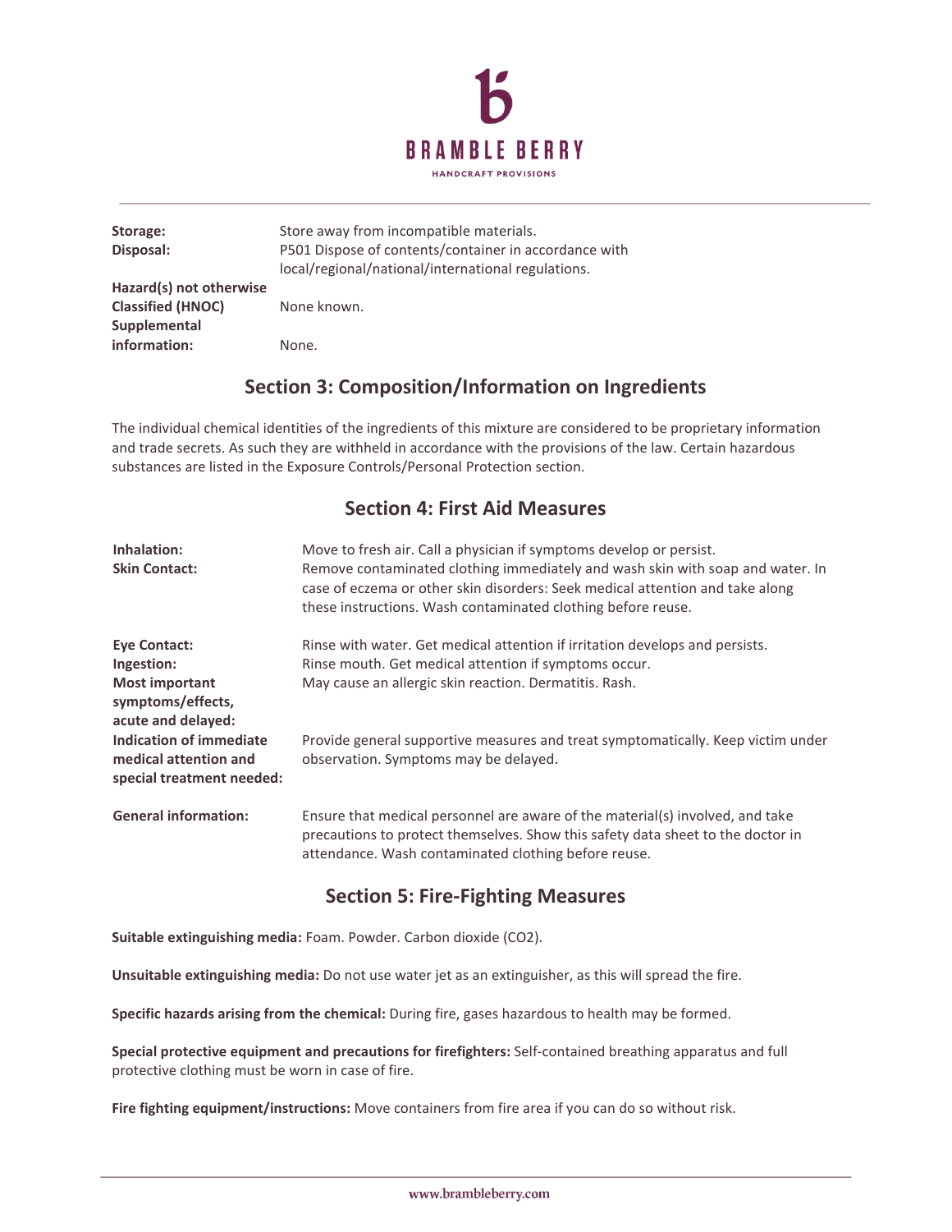**Storage:** Store away from incompatible materials.

**Disposal:** P501 Dispose of contents/container in accordance with local/regional/national/international regulations.

**Hazard(s) not otherwise Classified (HNOC)** None known.

**Supplemental information:** None.

## Section 3: Composition/Information on Ingredients

The individual chemical identities of the ingredients of this mixture are considered to be proprietary information and trade secrets. As such they are withheld in accordance with the provisions of the law. Certain hazardous substances are listed in the Exposure Controls/Personal Protection section.

## Section 4: First Aid Measures

**Inhalation:** Move to fresh air. Call a physician if symptoms develop or persist.

**Skin Contact:** Remove contaminated clothing immediately and wash skin with soap and water. In case of eczema or other skin disorders: Seek medical attention and take along these instructions. Wash contaminated clothing before reuse.

**Eye Contact:** Rinse with water. Get medical attention if irritation develops and persists.

**Ingestion:** Rinse mouth. Get medical attention if symptoms occur.

**Most important symptoms/effects, acute and delayed:** May cause an allergic skin reaction. Dermatitis. Rash.

**Indication of immediate medical attention and special treatment needed:** Provide general supportive measures and treat symptomatically. Keep victim under observation. Symptoms may be delayed.

**General information:** Ensure that medical personnel are aware of the material(s) involved, and take precautions to protect themselves. Show this safety data sheet to the doctor in attendance. Wash contaminated clothing before reuse.

## Section 5: Fire-Fighting Measures

**Suitable extinguishing media:** Foam. Powder. Carbon dioxide ($CO_2$).

**Unsuitable extinguishing media:** Do not use water jet as an extinguisher, as this will spread the fire.

**Specific hazards arising from the chemical:** During fire, gases hazardous to health may be formed.

**Special protective equipment and precautions for firefighters:** Self-contained breathing apparatus and full protective clothing must be worn in case of fire.

**Fire fighting equipment/instructions:** Move containers from fire area if you can do so without risk.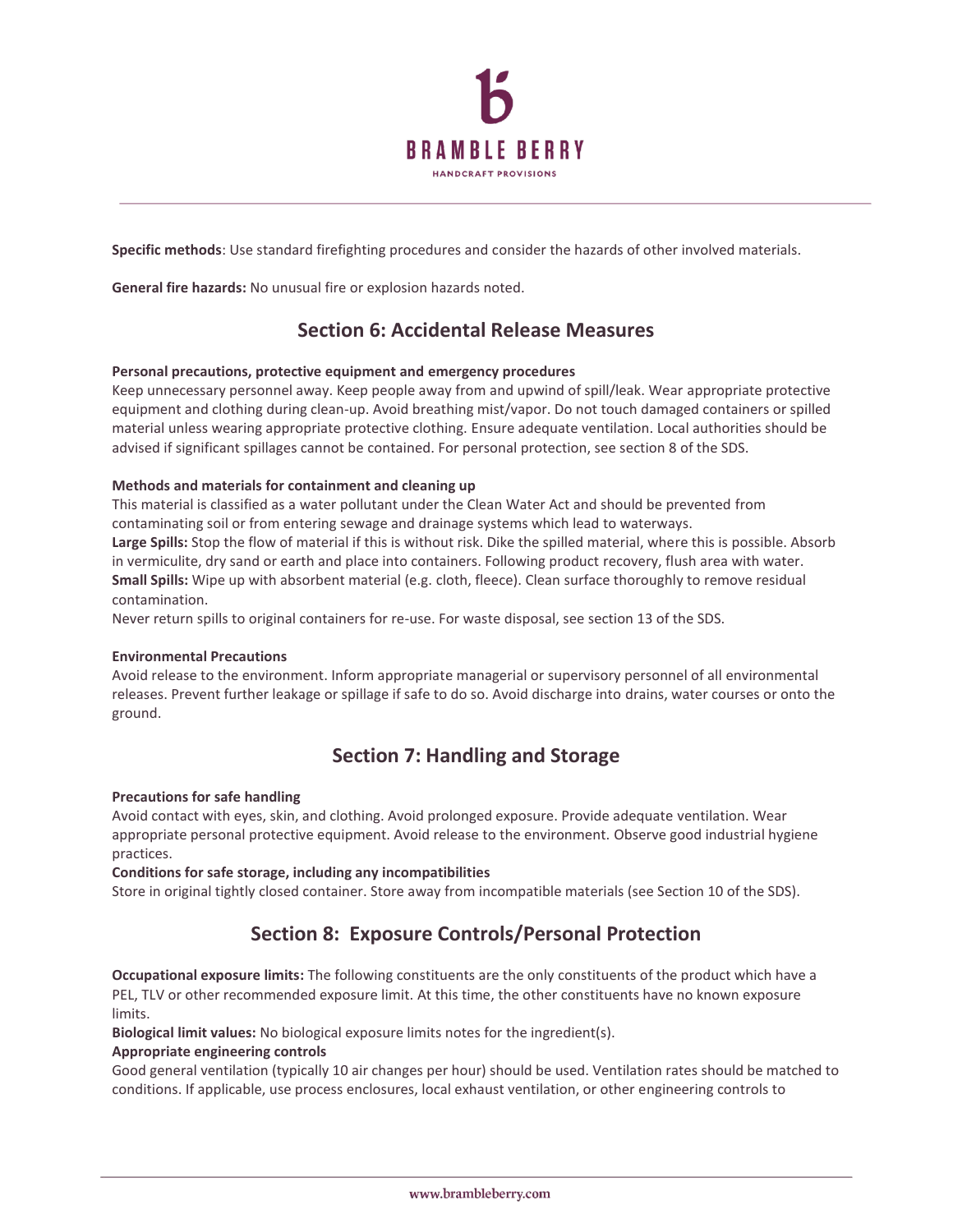**Specific methods**: Use standard firefighting procedures and consider the hazards of other involved materials.

**General fire hazards:** No unusual fire or explosion hazards noted.

## Section 6: Accidental Release Measures

**Personal precautions, protective equipment and emergency procedures**

Keep unnecessary personnel away. Keep people away from and upwind of spill/leak. Wear appropriate protective equipment and clothing during clean-up. Avoid breathing mist/vapor. Do not touch damaged containers or spilled material unless wearing appropriate protective clothing. Ensure adequate ventilation. Local authorities should be advised if significant spillages cannot be contained. For personal protection, see section 8 of the SDS.

**Methods and materials for containment and cleaning up**

This material is classified as a water pollutant under the Clean Water Act and should be prevented from contaminating soil or from entering sewage and drainage systems which lead to waterways.

**Large Spills:** Stop the flow of material if this is without risk. Dike the spilled material, where this is possible. Absorb in vermiculite, dry sand or earth and place into containers. Following product recovery, flush area with water.

**Small Spills:** Wipe up with absorbent material (e.g. cloth, fleece). Clean surface thoroughly to remove residual contamination.

Never return spills to original containers for re-use. For waste disposal, see section 13 of the SDS.

**Environmental Precautions**

Avoid release to the environment. Inform appropriate managerial or supervisory personnel of all environmental releases. Prevent further leakage or spillage if safe to do so. Avoid discharge into drains, water courses or onto the ground.

## Section 7: Handling and Storage

**Precautions for safe handling**

Avoid contact with eyes, skin, and clothing. Avoid prolonged exposure. Provide adequate ventilation. Wear appropriate personal protective equipment. Avoid release to the environment. Observe good industrial hygiene practices.

**Conditions for safe storage, including any incompatibilities**

Store in original tightly closed container. Store away from incompatible materials (see Section 10 of the SDS).

## Section 8: Exposure Controls/Personal Protection

**Occupational exposure limits:** The following constituents are the only constituents of the product which have a PEL, TLV or other recommended exposure limit. At this time, the other constituents have no known exposure limits.

**Biological limit values:** No biological exposure limits notes for the ingredient(s).

**Appropriate engineering controls**

Good general ventilation (typically 10 air changes per hour) should be used. Ventilation rates should be matched to conditions. If applicable, use process enclosures, local exhaust ventilation, or other engineering controls to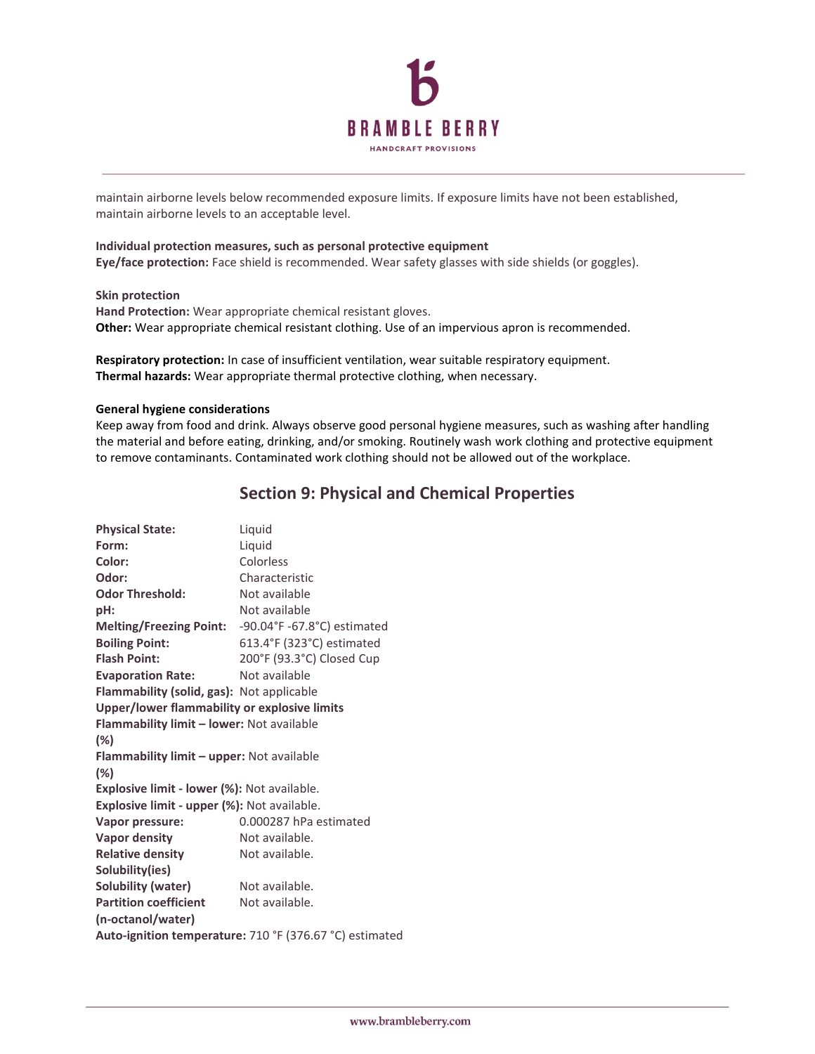maintain airborne levels below recommended exposure limits. If exposure limits have not been established, maintain airborne levels to an acceptable level.

**Individual protection measures, such as personal protective equipment**
**Eye/face protection:** Face shield is recommended. Wear safety glasses with side shields (or goggles).

**Skin protection**
**Hand Protection:** Wear appropriate chemical resistant gloves.
**Other:** Wear appropriate chemical resistant clothing. Use of an impervious apron is recommended.

**Respiratory protection:** In case of insufficient ventilation, wear suitable respiratory equipment.
**Thermal hazards:** Wear appropriate thermal protective clothing, when necessary.

**General hygiene considerations**
Keep away from food and drink. Always observe good personal hygiene measures, such as washing after handling the material and before eating, drinking, and/or smoking. Routinely wash work clothing and protective equipment to remove contaminants. Contaminated work clothing should not be allowed out of the workplace.

## Section 9: Physical and Chemical Properties

**Physical State:** Liquid
**Form:** Liquid
**Color:** Colorless
**Odor:** Characteristic
**Odor Threshold:** Not available
**pH:** Not available
**Melting/Freezing Point:** -90.04°F -67.8°C) estimated
**Boiling Point:** 613.4°F (323°C) estimated
**Flash Point:** 200°F (93.3°C) Closed Cup
**Evaporation Rate:** Not available
**Flammability (solid, gas):** Not applicable
**Upper/lower flammability or explosive limits**
**Flammability limit – lower (%):** Not available
**Flammability limit – upper (%):** Not available
**Explosive limit - lower (%):** Not available.
**Explosive limit - upper (%):** Not available.
**Vapor pressure:** 0.000287 hPa estimated
**Vapor density** Not available.
**Relative density** Not available.
**Solubility(ies)**
**Solubility (water)** Not available.
**Partition coefficient (n-octanol/water)** Not available.
**Auto-ignition temperature:** 710 °F (376.67 °C) estimated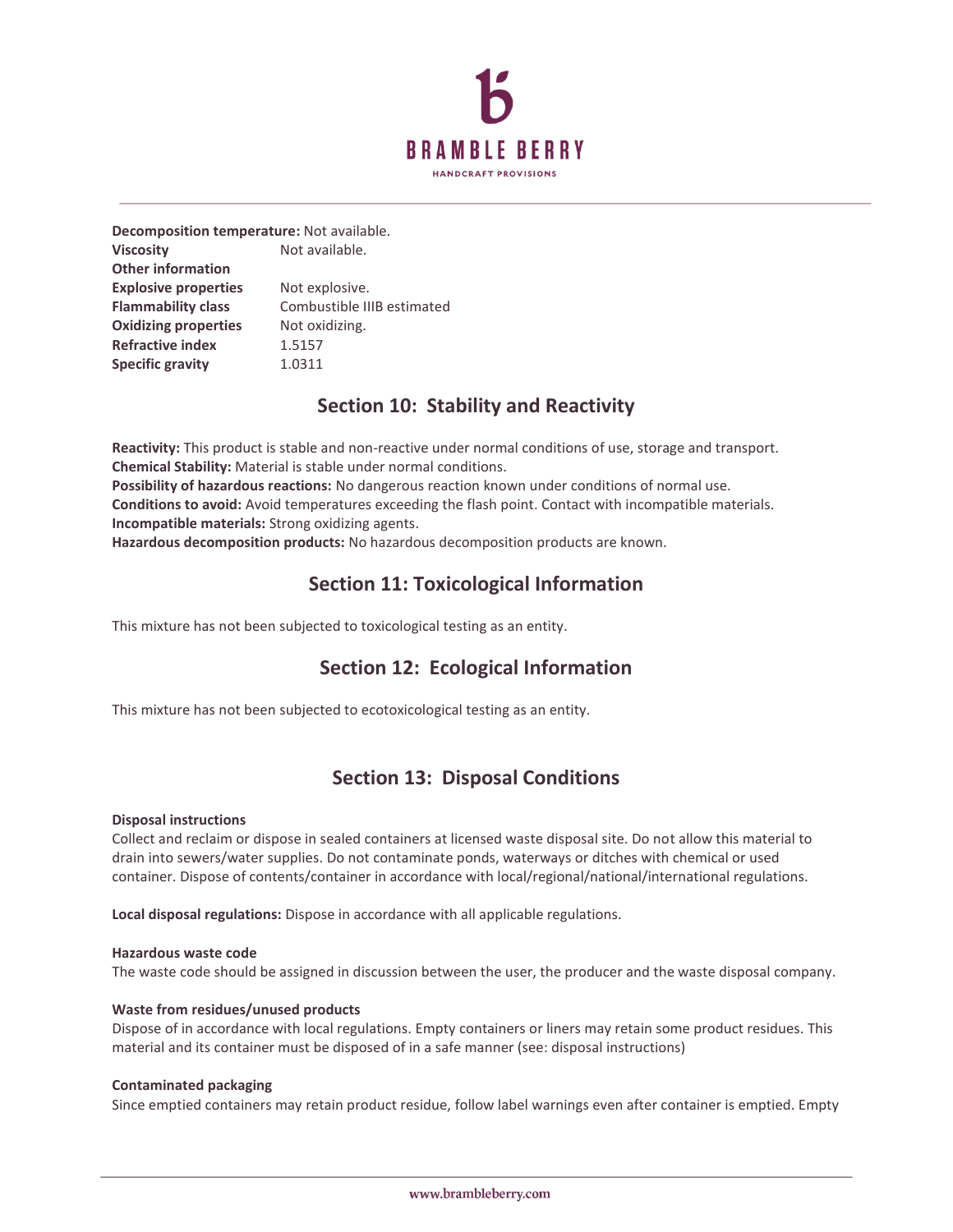**Decomposition temperature:** Not available.

| | |
|---|---|
| **Viscosity** | Not available. |
| **Other information** | |
| **Explosive properties** | Not explosive. |
| **Flammability class** | Combustible IIIB estimated |
| **Oxidizing properties** | Not oxidizing. |
| **Refractive index** | 1.5157 |
| **Specific gravity** | 1.0311 |

## Section 10: Stability and Reactivity

**Reactivity:** This product is stable and non-reactive under normal conditions of use, storage and transport.
**Chemical Stability:** Material is stable under normal conditions.
**Possibility of hazardous reactions:** No dangerous reaction known under conditions of normal use.
**Conditions to avoid:** Avoid temperatures exceeding the flash point. Contact with incompatible materials.
**Incompatible materials:** Strong oxidizing agents.
**Hazardous decomposition products:** No hazardous decomposition products are known.

## Section 11: Toxicological Information

This mixture has not been subjected to toxicological testing as an entity.

## Section 12: Ecological Information

This mixture has not been subjected to ecotoxicological testing as an entity.

## Section 13: Disposal Conditions

**Disposal instructions**
Collect and reclaim or dispose in sealed containers at licensed waste disposal site. Do not allow this material to drain into sewers/water supplies. Do not contaminate ponds, waterways or ditches with chemical or used container. Dispose of contents/container in accordance with local/regional/national/international regulations.

**Local disposal regulations:** Dispose in accordance with all applicable regulations.

**Hazardous waste code**
The waste code should be assigned in discussion between the user, the producer and the waste disposal company.

**Waste from residues/unused products**
Dispose of in accordance with local regulations. Empty containers or liners may retain some product residues. This material and its container must be disposed of in a safe manner (see: disposal instructions)

**Contaminated packaging**
Since emptied containers may retain product residue, follow label warnings even after container is emptied. Empty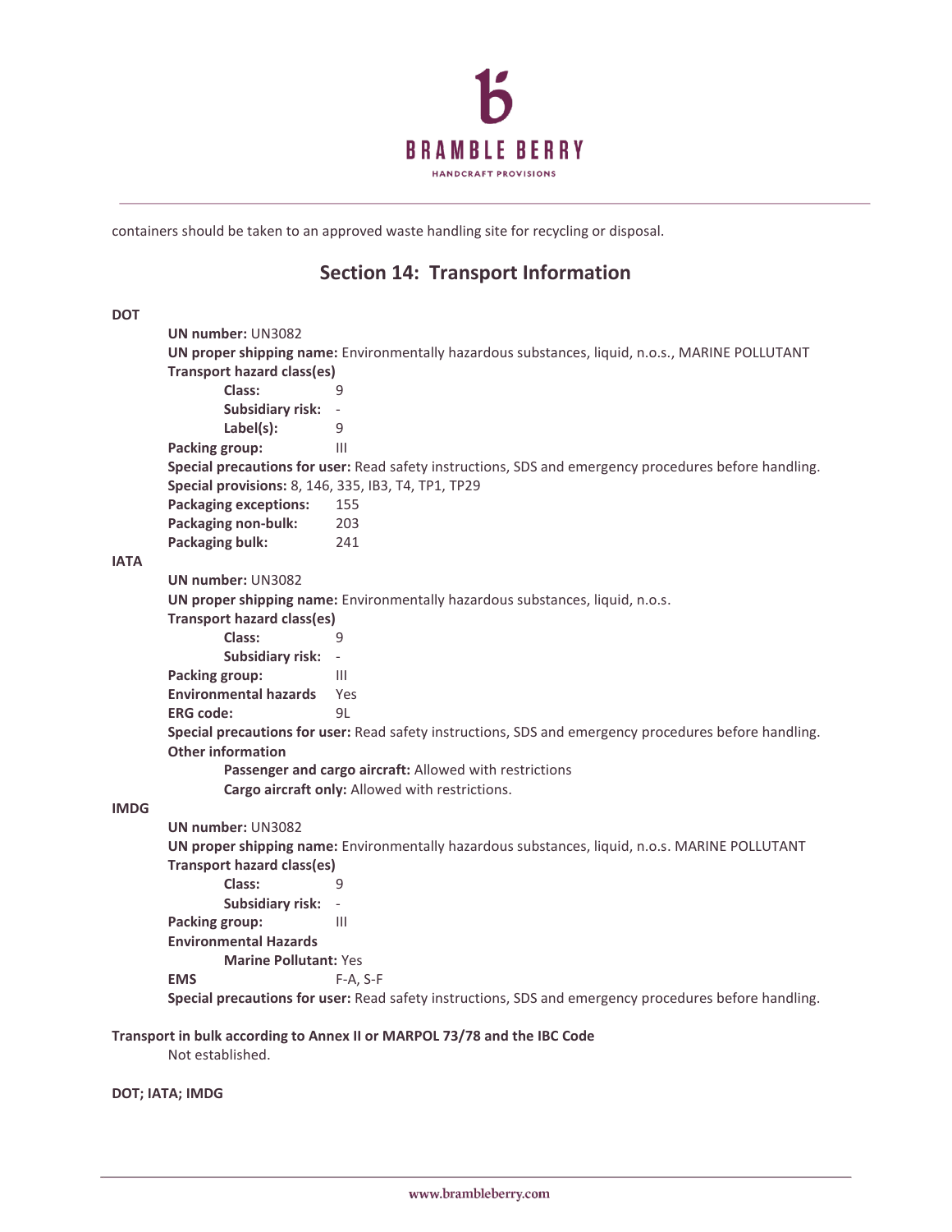containers should be taken to an approved waste handling site for recycling or disposal.

## Section 14: Transport Information

**DOT**

**UN number:** UN3082
**UN proper shipping name:** Environmentally hazardous substances, liquid, n.o.s., MARINE POLLUTANT
**Transport hazard class(es)**
- **Class:** 9
- **Subsidiary risk:** -
- **Label(s):** 9

**Packing group:** III
**Special precautions for user:** Read safety instructions, SDS and emergency procedures before handling.
**Special provisions:** 8, 146, 335, IB3, T4, TP1, TP29
**Packaging exceptions:** 155
**Packaging non-bulk:** 203
**Packaging bulk:** 241

**IATA**

**UN number:** UN3082
**UN proper shipping name:** Environmentally hazardous substances, liquid, n.o.s.
**Transport hazard class(es)**
- **Class:** 9
- **Subsidiary risk:** -

**Packing group:** III
**Environmental hazards** Yes
**ERG code:** 9L
**Special precautions for user:** Read safety instructions, SDS and emergency procedures before handling.
**Other information**
- **Passenger and cargo aircraft:** Allowed with restrictions
- **Cargo aircraft only:** Allowed with restrictions.

**IMDG**

**UN number:** UN3082
**UN proper shipping name:** Environmentally hazardous substances, liquid, n.o.s. MARINE POLLUTANT
**Transport hazard class(es)**
- **Class:** 9
- **Subsidiary risk:** -

**Packing group:** III
**Environmental Hazards**
- **Marine Pollutant:** Yes

**EMS** F-A, S-F
**Special precautions for user:** Read safety instructions, SDS and emergency procedures before handling.

**Transport in bulk according to Annex II or MARPOL 73/78 and the IBC Code**
Not established.

**DOT; IATA; IMDG**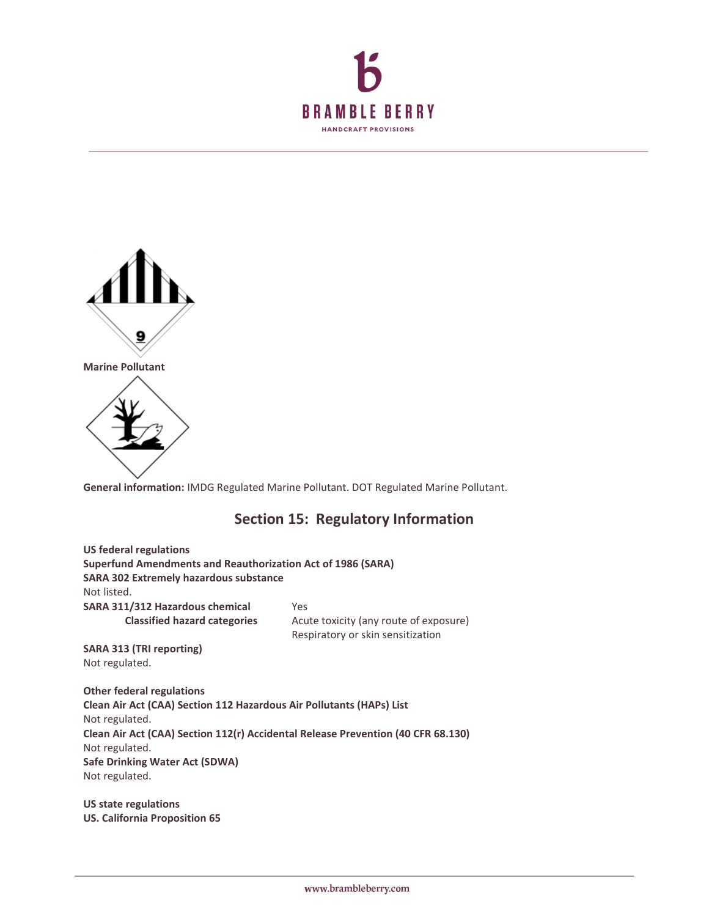**Marine Pollutant**

**General information:** IMDG Regulated Marine Pollutant. DOT Regulated Marine Pollutant.

## Section 15: Regulatory Information

**US federal regulations**
**Superfund Amendments and Reauthorization Act of 1986 (SARA)**
**SARA 302 Extremely hazardous substance**
Not listed.

| | |
|---|---|
| **SARA 311/312 Hazardous chemical** | Yes |
| **Classified hazard categories** | Acute toxicity (any route of exposure)<br>Respiratory or skin sensitization |

**SARA 313 (TRI reporting)**
Not regulated.

**Other federal regulations**
**Clean Air Act (CAA) Section 112 Hazardous Air Pollutants (HAPs) List**
Not regulated.
**Clean Air Act (CAA) Section 112(r) Accidental Release Prevention (40 CFR 68.130)**
Not regulated.
**Safe Drinking Water Act (SDWA)**
Not regulated.

**US state regulations**
**US. California Proposition 65**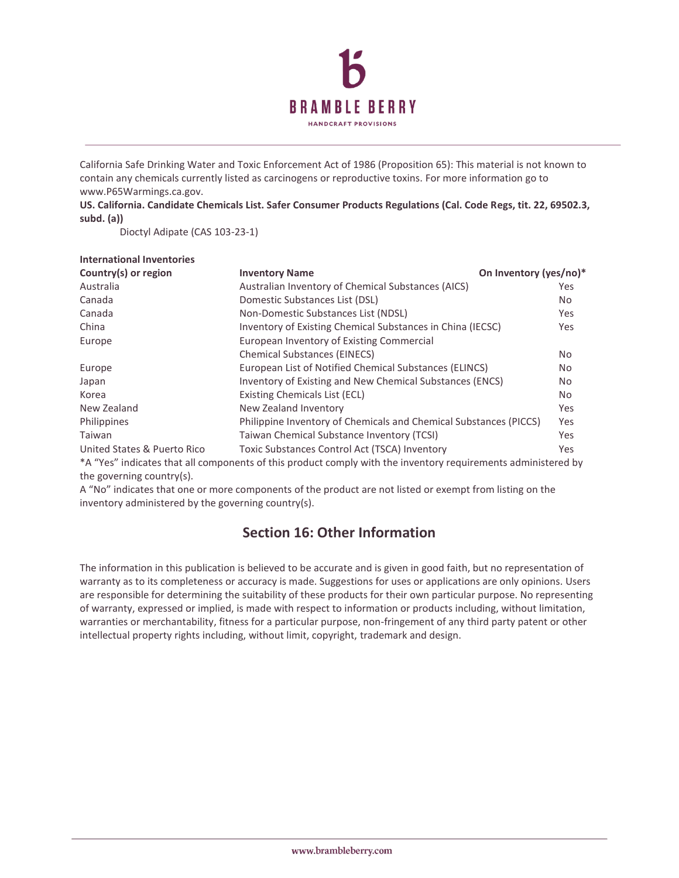California Safe Drinking Water and Toxic Enforcement Act of 1986 (Proposition 65): This material is not known to contain any chemicals currently listed as carcinogens or reproductive toxins. For more information go to www.P65Warmings.ca.gov.

**US. California. Candidate Chemicals List. Safer Consumer Products Regulations (Cal. Code Regs, tit. 22, 69502.3, subd. (a))**

Dioctyl Adipate (CAS 103-23-1)

**International Inventories**

| Country(s) or region | Inventory Name | On Inventory (yes/no)* |
|---|---|---|
| Australia | Australian Inventory of Chemical Substances (AICS) | Yes |
| Canada | Domestic Substances List (DSL) | No |
| Canada | Non-Domestic Substances List (NDSL) | Yes |
| China | Inventory of Existing Chemical Substances in China (IECSC) | Yes |
| Europe | European Inventory of Existing Commercial Chemical Substances (EINECS) | No |
| Europe | European List of Notified Chemical Substances (ELINCS) | No |
| Japan | Inventory of Existing and New Chemical Substances (ENCS) | No |
| Korea | Existing Chemicals List (ECL) | No |
| New Zealand | New Zealand Inventory | Yes |
| Philippines | Philippine Inventory of Chemicals and Chemical Substances (PICCS) | Yes |
| Taiwan | Taiwan Chemical Substance Inventory (TCSI) | Yes |
| United States & Puerto Rico | Toxic Substances Control Act (TSCA) Inventory | Yes |

*A "Yes" indicates that all components of this product comply with the inventory requirements administered by the governing country(s).

A "No" indicates that one or more components of the product are not listed or exempt from listing on the inventory administered by the governing country(s).

## Section 16: Other Information

The information in this publication is believed to be accurate and is given in good faith, but no representation of warranty as to its completeness or accuracy is made. Suggestions for uses or applications are only opinions. Users are responsible for determining the suitability of these products for their own particular purpose. No representing of warranty, expressed or implied, is made with respect to information or products including, without limitation, warranties or merchantability, fitness for a particular purpose, non-fringement of any third party patent or other intellectual property rights including, without limit, copyright, trademark and design.